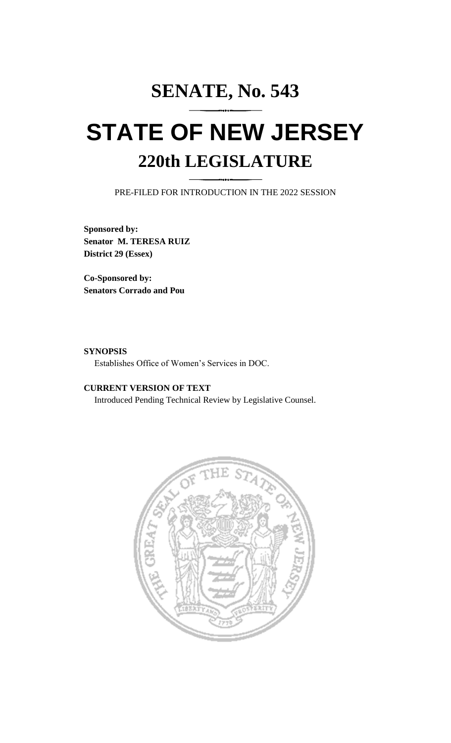# SENATE, No. 543

# STATE OF NEW JERSEY

## 220th LEGISLATURE

PRE-FILED FOR INTRODUCTION IN THE 2022 SESSION

**Sponsored by:**
**Senator M. TERESA RUIZ**
**District 29 (Essex)**

**Co-Sponsored by:**
**Senators Corrado and Pou**

**SYNOPSIS**

Establishes Office of Women's Services in DOC.

**CURRENT VERSION OF TEXT**

Introduced Pending Technical Review by Legislative Counsel.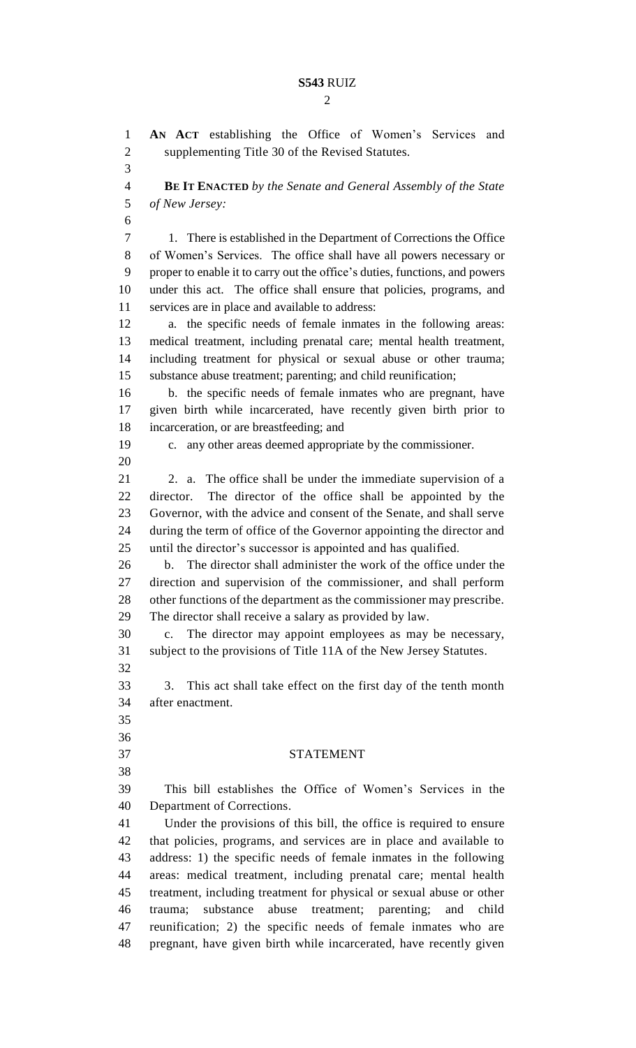**AN ACT** establishing the Office of Women's Services and supplementing Title 30 of the Revised Statutes.

**BE IT ENACTED** *by the Senate and General Assembly of the State of New Jersey:*

1. There is established in the Department of Corrections the Office of Women's Services. The office shall have all powers necessary or proper to enable it to carry out the office's duties, functions, and powers under this act. The office shall ensure that policies, programs, and services are in place and available to address:

a. the specific needs of female inmates in the following areas: medical treatment, including prenatal care; mental health treatment, including treatment for physical or sexual abuse or other trauma; substance abuse treatment; parenting; and child reunification;

b. the specific needs of female inmates who are pregnant, have given birth while incarcerated, have recently given birth prior to incarceration, or are breastfeeding; and

c. any other areas deemed appropriate by the commissioner.

2. a. The office shall be under the immediate supervision of a director. The director of the office shall be appointed by the Governor, with the advice and consent of the Senate, and shall serve during the term of office of the Governor appointing the director and until the director's successor is appointed and has qualified.

b. The director shall administer the work of the office under the direction and supervision of the commissioner, and shall perform other functions of the department as the commissioner may prescribe. The director shall receive a salary as provided by law.

c. The director may appoint employees as may be necessary, subject to the provisions of Title 11A of the New Jersey Statutes.

3. This act shall take effect on the first day of the tenth month after enactment.

## STATEMENT

This bill establishes the Office of Women's Services in the Department of Corrections.

Under the provisions of this bill, the office is required to ensure that policies, programs, and services are in place and available to address: 1) the specific needs of female inmates in the following areas: medical treatment, including prenatal care; mental health treatment, including treatment for physical or sexual abuse or other trauma; substance abuse treatment; parenting; and child reunification; 2) the specific needs of female inmates who are pregnant, have given birth while incarcerated, have recently given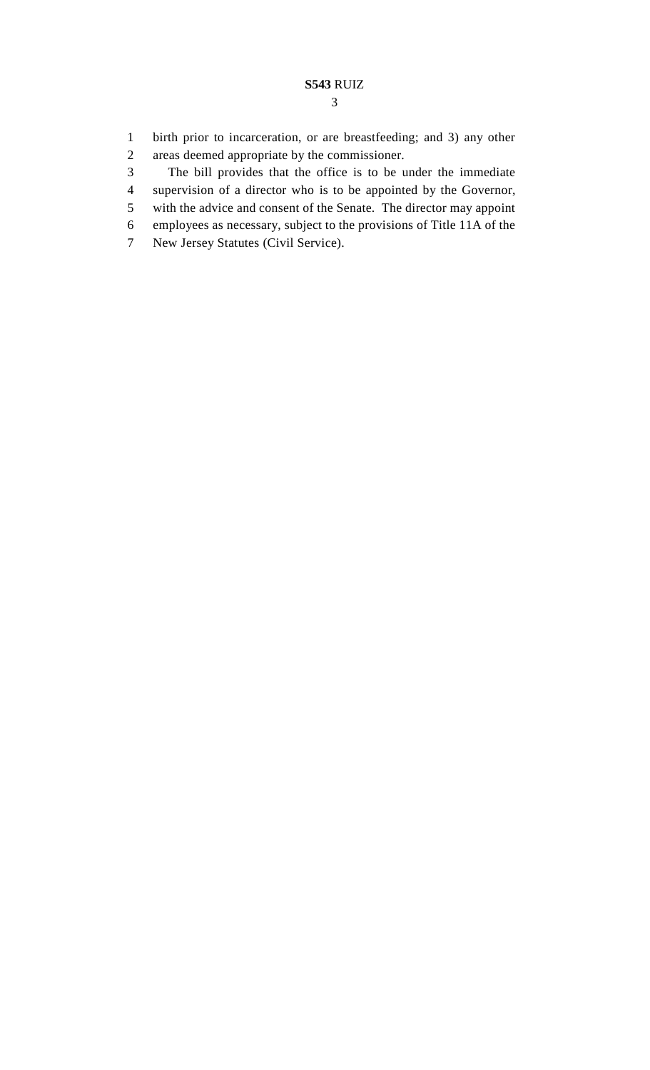birth prior to incarceration, or are breastfeeding; and 3) any other areas deemed appropriate by the commissioner.

The bill provides that the office is to be under the immediate supervision of a director who is to be appointed by the Governor, with the advice and consent of the Senate. The director may appoint employees as necessary, subject to the provisions of Title 11A of the New Jersey Statutes (Civil Service).